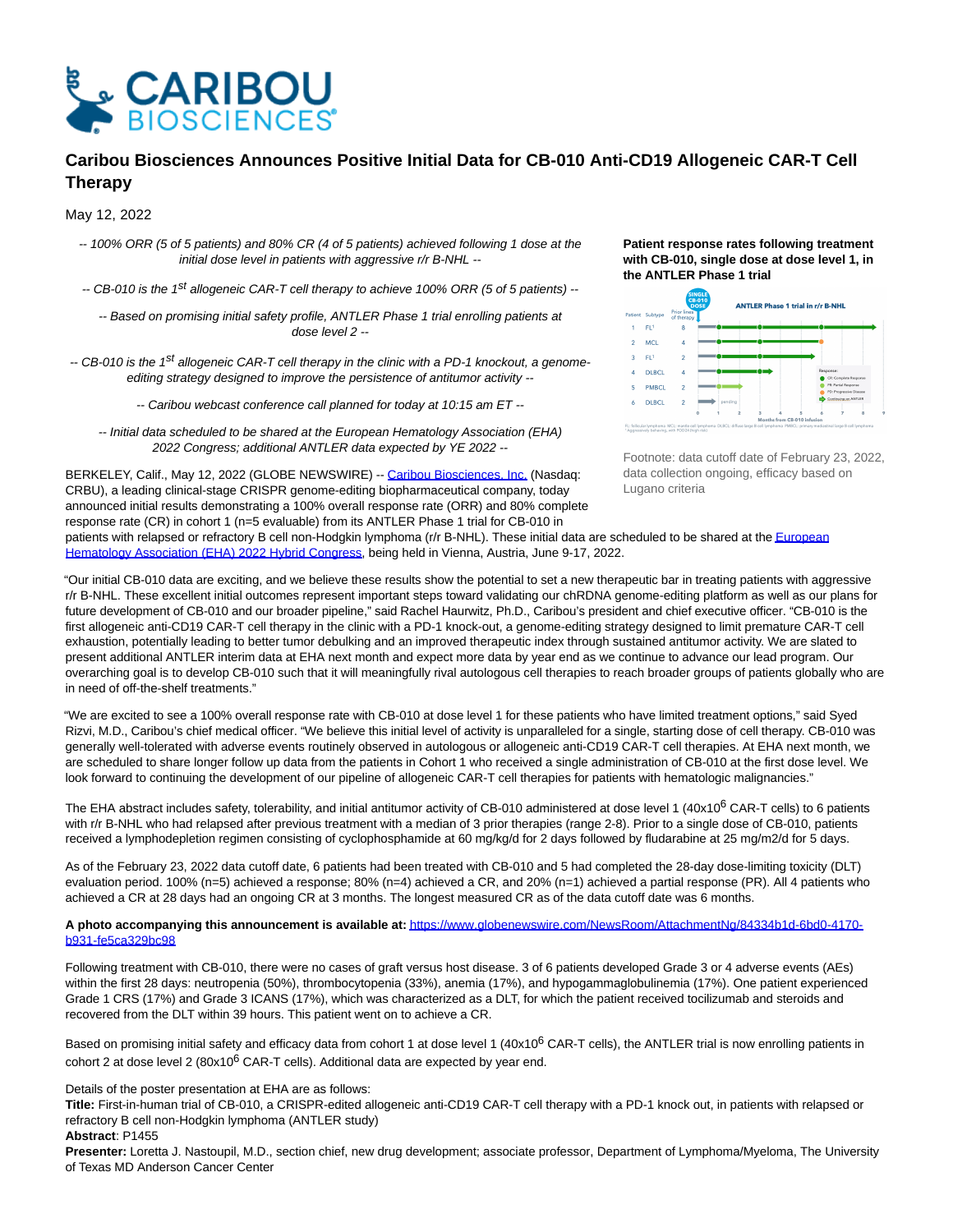# Caribou Biosciences Announces Positive Initial Data for CB-010 Anti-CD19 Allogeneic CAR-T Cell Therapy

May 12, 2022

*-- 100% ORR (5 of 5 patients) and 80% CR (4 of 5 patients) achieved following 1 dose at the initial dose level in patients with aggressive r/r B-NHL --*

*-- CB-010 is the 1st allogeneic CAR-T cell therapy to achieve 100% ORR (5 of 5 patients) --*

*-- Based on promising initial safety profile, ANTLER Phase 1 trial enrolling patients at dose level 2 --*

*-- CB-010 is the 1st allogeneic CAR-T cell therapy in the clinic with a PD-1 knockout, a genome-editing strategy designed to improve the persistence of antitumor activity --*

*-- Caribou webcast conference call planned for today at 10:15 am ET --*

*-- Initial data scheduled to be shared at the European Hematology Association (EHA) 2022 Congress; additional ANTLER data expected by YE 2022 --*

**Patient response rates following treatment with CB-010, single dose at dose level 1, in the ANTLER Phase 1 trial**

Footnote: data cutoff date of February 23, 2022, data collection ongoing, efficacy based on Lugano criteria

BERKELEY, Calif., May 12, 2022 (GLOBE NEWSWIRE) -- Caribou Biosciences, Inc. (Nasdaq: CRBU), a leading clinical-stage CRISPR genome-editing biopharmaceutical company, today announced initial results demonstrating a 100% overall response rate (ORR) and 80% complete response rate (CR) in cohort 1 (n=5 evaluable) from its ANTLER Phase 1 trial for CB-010 in patients with relapsed or refractory B cell non-Hodgkin lymphoma (r/r B-NHL). These initial data are scheduled to be shared at the European Hematology Association (EHA) 2022 Hybrid Congress, being held in Vienna, Austria, June 9-17, 2022.

"Our initial CB-010 data are exciting, and we believe these results show the potential to set a new therapeutic bar in treating patients with aggressive r/r B-NHL. These excellent initial outcomes represent important steps toward validating our chRDNA genome-editing platform as well as our plans for future development of CB-010 and our broader pipeline," said Rachel Haurwitz, Ph.D., Caribou's president and chief executive officer. "CB-010 is the first allogeneic anti-CD19 CAR-T cell therapy in the clinic with a PD-1 knock-out, a genome-editing strategy designed to limit premature CAR-T cell exhaustion, potentially leading to better tumor debulking and an improved therapeutic index through sustained antitumor activity. We are slated to present additional ANTLER interim data at EHA next month and expect more data by year end as we continue to advance our lead program. Our overarching goal is to develop CB-010 such that it will meaningfully rival autologous cell therapies to reach broader groups of patients globally who are in need of off-the-shelf treatments."

"We are excited to see a 100% overall response rate with CB-010 at dose level 1 for these patients who have limited treatment options," said Syed Rizvi, M.D., Caribou's chief medical officer. "We believe this initial level of activity is unparalleled for a single, starting dose of cell therapy. CB-010 was generally well-tolerated with adverse events routinely observed in autologous or allogeneic anti-CD19 CAR-T cell therapies. At EHA next month, we are scheduled to share longer follow up data from the patients in Cohort 1 who received a single administration of CB-010 at the first dose level. We look forward to continuing the development of our pipeline of allogeneic CAR-T cell therapies for patients with hematologic malignancies."

The EHA abstract includes safety, tolerability, and initial antitumor activity of CB-010 administered at dose level 1 ($40x10^6$ CAR-T cells) to 6 patients with r/r B-NHL who had relapsed after previous treatment with a median of 3 prior therapies (range 2-8). Prior to a single dose of CB-010, patients received a lymphodepletion regimen consisting of cyclophosphamide at 60 mg/kg/d for 2 days followed by fludarabine at 25 mg/m2/d for 5 days.

As of the February 23, 2022 data cutoff date, 6 patients had been treated with CB-010 and 5 had completed the 28-day dose-limiting toxicity (DLT) evaluation period. 100% (n=5) achieved a response; 80% (n=4) achieved a CR, and 20% (n=1) achieved a partial response (PR). All 4 patients who achieved a CR at 28 days had an ongoing CR at 3 months. The longest measured CR as of the data cutoff date was 6 months.

**A photo accompanying this announcement is available at:** https://www.globenewswire.com/NewsRoom/AttachmentNg/84334b1d-6bd0-4170-b931-fe5ca329bc98

Following treatment with CB-010, there were no cases of graft versus host disease. 3 of 6 patients developed Grade 3 or 4 adverse events (AEs) within the first 28 days: neutropenia (50%), thrombocytopenia (33%), anemia (17%), and hypogammaglobulinemia (17%). One patient experienced Grade 1 CRS (17%) and Grade 3 ICANS (17%), which was characterized as a DLT, for which the patient received tocilizumab and steroids and recovered from the DLT within 39 hours. This patient went on to achieve a CR.

Based on promising initial safety and efficacy data from cohort 1 at dose level 1 ($40x10^6$ CAR-T cells), the ANTLER trial is now enrolling patients in cohort 2 at dose level 2 ($80x10^6$ CAR-T cells). Additional data are expected by year end.

Details of the poster presentation at EHA are as follows:
**Title:** First-in-human trial of CB-010, a CRISPR-edited allogeneic anti-CD19 CAR-T cell therapy with a PD-1 knock out, in patients with relapsed or refractory B cell non-Hodgkin lymphoma (ANTLER study)
**Abstract**: P1455
**Presenter:** Loretta J. Nastoupil, M.D., section chief, new drug development; associate professor, Department of Lymphoma/Myeloma, The University of Texas MD Anderson Cancer Center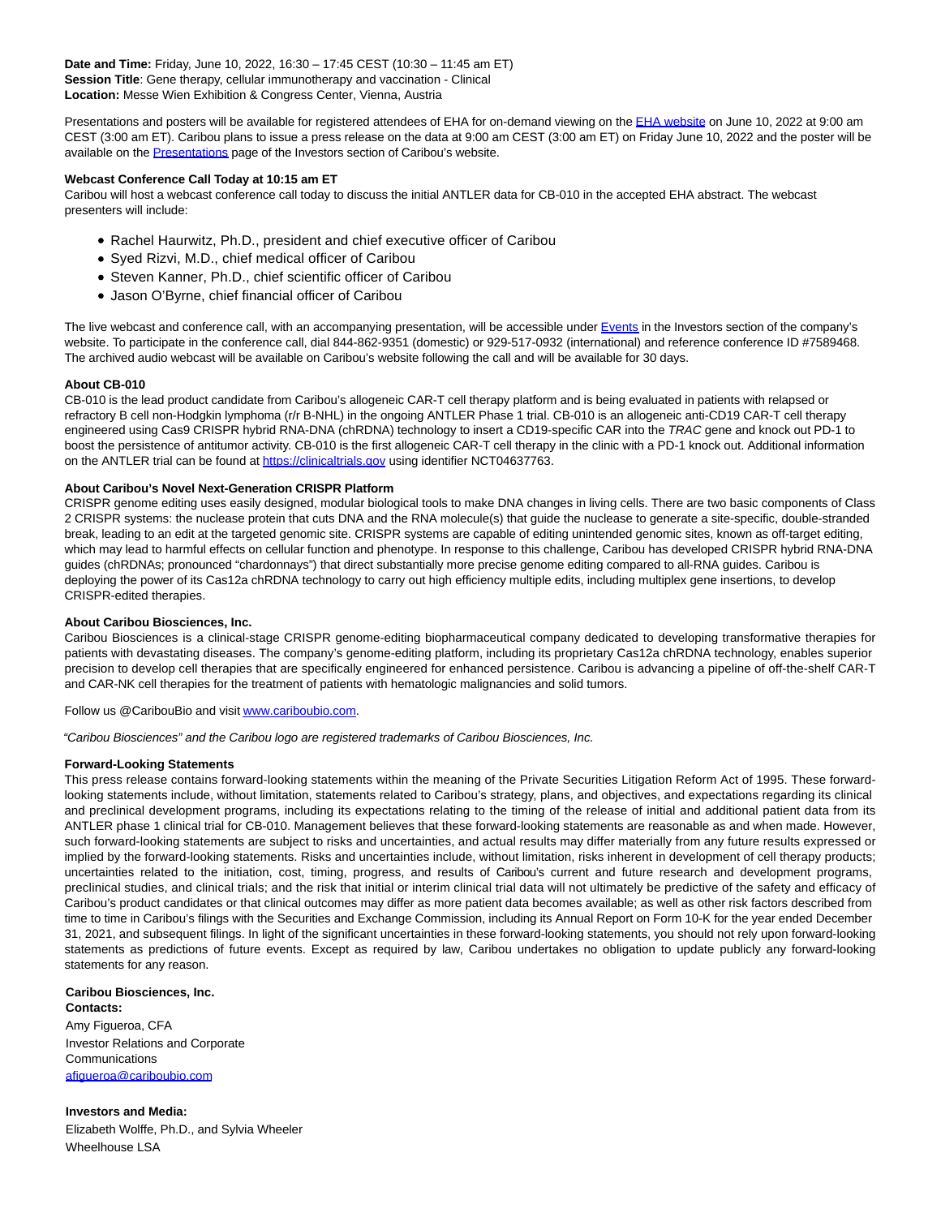**Date and Time:** Friday, June 10, 2022, 16:30 – 17:45 CEST (10:30 – 11:45 am ET)
**Session Title**: Gene therapy, cellular immunotherapy and vaccination - Clinical
**Location:** Messe Wien Exhibition & Congress Center, Vienna, Austria

Presentations and posters will be available for registered attendees of EHA for on-demand viewing on the EHA website on June 10, 2022 at 9:00 am CEST (3:00 am ET). Caribou plans to issue a press release on the data at 9:00 am CEST (3:00 am ET) on Friday June 10, 2022 and the poster will be available on the Presentations page of the Investors section of Caribou's website.

**Webcast Conference Call Today at 10:15 am ET**
Caribou will host a webcast conference call today to discuss the initial ANTLER data for CB-010 in the accepted EHA abstract. The webcast presenters will include:

- Rachel Haurwitz, Ph.D., president and chief executive officer of Caribou
- Syed Rizvi, M.D., chief medical officer of Caribou
- Steven Kanner, Ph.D., chief scientific officer of Caribou
- Jason O'Byrne, chief financial officer of Caribou

The live webcast and conference call, with an accompanying presentation, will be accessible under Events in the Investors section of the company's website. To participate in the conference call, dial 844-862-9351 (domestic) or 929-517-0932 (international) and reference conference ID #7589468. The archived audio webcast will be available on Caribou's website following the call and will be available for 30 days.

**About CB-010**
CB-010 is the lead product candidate from Caribou's allogeneic CAR-T cell therapy platform and is being evaluated in patients with relapsed or refractory B cell non-Hodgkin lymphoma (r/r B-NHL) in the ongoing ANTLER Phase 1 trial. CB-010 is an allogeneic anti-CD19 CAR-T cell therapy engineered using Cas9 CRISPR hybrid RNA-DNA (chRDNA) technology to insert a CD19-specific CAR into the *TRAC* gene and knock out PD-1 to boost the persistence of antitumor activity. CB-010 is the first allogeneic CAR-T cell therapy in the clinic with a PD-1 knock out. Additional information on the ANTLER trial can be found at https://clinicaltrials.gov using identifier NCT04637763.

**About Caribou's Novel Next-Generation CRISPR Platform**
CRISPR genome editing uses easily designed, modular biological tools to make DNA changes in living cells. There are two basic components of Class 2 CRISPR systems: the nuclease protein that cuts DNA and the RNA molecule(s) that guide the nuclease to generate a site-specific, double-stranded break, leading to an edit at the targeted genomic site. CRISPR systems are capable of editing unintended genomic sites, known as off-target editing, which may lead to harmful effects on cellular function and phenotype. In response to this challenge, Caribou has developed CRISPR hybrid RNA-DNA guides (chRDNAs; pronounced "chardonnays") that direct substantially more precise genome editing compared to all-RNA guides. Caribou is deploying the power of its Cas12a chRDNA technology to carry out high efficiency multiple edits, including multiplex gene insertions, to develop CRISPR-edited therapies.

**About Caribou Biosciences, Inc.**
Caribou Biosciences is a clinical-stage CRISPR genome-editing biopharmaceutical company dedicated to developing transformative therapies for patients with devastating diseases. The company's genome-editing platform, including its proprietary Cas12a chRDNA technology, enables superior precision to develop cell therapies that are specifically engineered for enhanced persistence. Caribou is advancing a pipeline of off-the-shelf CAR-T and CAR-NK cell therapies for the treatment of patients with hematologic malignancies and solid tumors.

Follow us @CaribouBio and visit www.cariboubio.com.

*"Caribou Biosciences" and the Caribou logo are registered trademarks of Caribou Biosciences, Inc.*

**Forward-Looking Statements**
This press release contains forward-looking statements within the meaning of the Private Securities Litigation Reform Act of 1995. These forward-looking statements include, without limitation, statements related to Caribou's strategy, plans, and objectives, and expectations regarding its clinical and preclinical development programs, including its expectations relating to the timing of the release of initial and additional patient data from its ANTLER phase 1 clinical trial for CB-010. Management believes that these forward-looking statements are reasonable as and when made. However, such forward-looking statements are subject to risks and uncertainties, and actual results may differ materially from any future results expressed or implied by the forward-looking statements. Risks and uncertainties include, without limitation, risks inherent in development of cell therapy products; uncertainties related to the initiation, cost, timing, progress, and results of Caribou's current and future research and development programs, preclinical studies, and clinical trials; and the risk that initial or interim clinical trial data will not ultimately be predictive of the safety and efficacy of Caribou's product candidates or that clinical outcomes may differ as more patient data becomes available; as well as other risk factors described from time to time in Caribou's filings with the Securities and Exchange Commission, including its Annual Report on Form 10-K for the year ended December 31, 2021, and subsequent filings. In light of the significant uncertainties in these forward-looking statements, you should not rely upon forward-looking statements as predictions of future events. Except as required by law, Caribou undertakes no obligation to update publicly any forward-looking statements for any reason.

**Caribou Biosciences, Inc.**
**Contacts:**
Amy Figueroa, CFA
Investor Relations and Corporate Communications
afigueroa@cariboubio.com

**Investors and Media:**
Elizabeth Wolffe, Ph.D., and Sylvia Wheeler
Wheelhouse LSA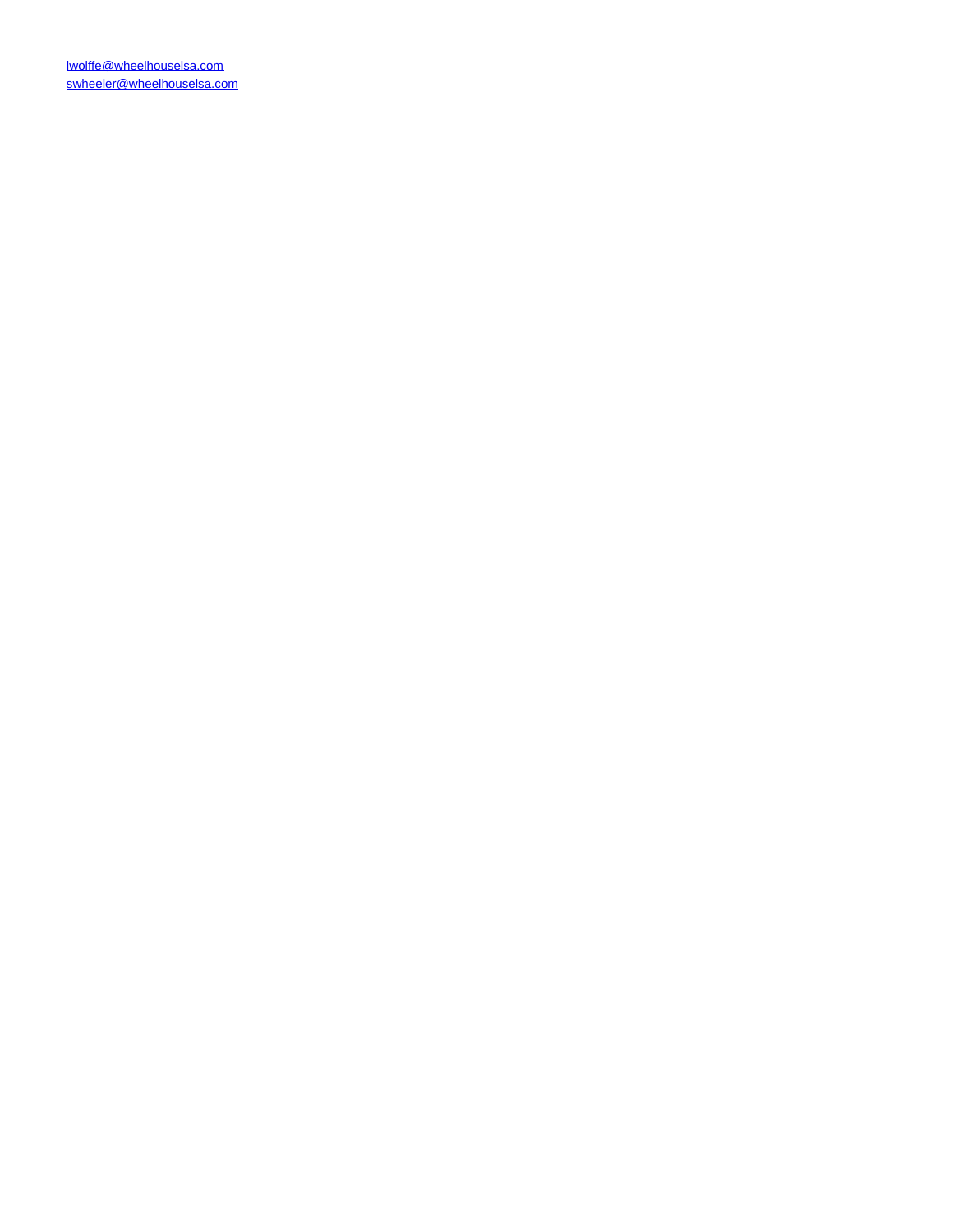lwolffe@wheelhouselsa.com
swheeler@wheelhouselsa.com